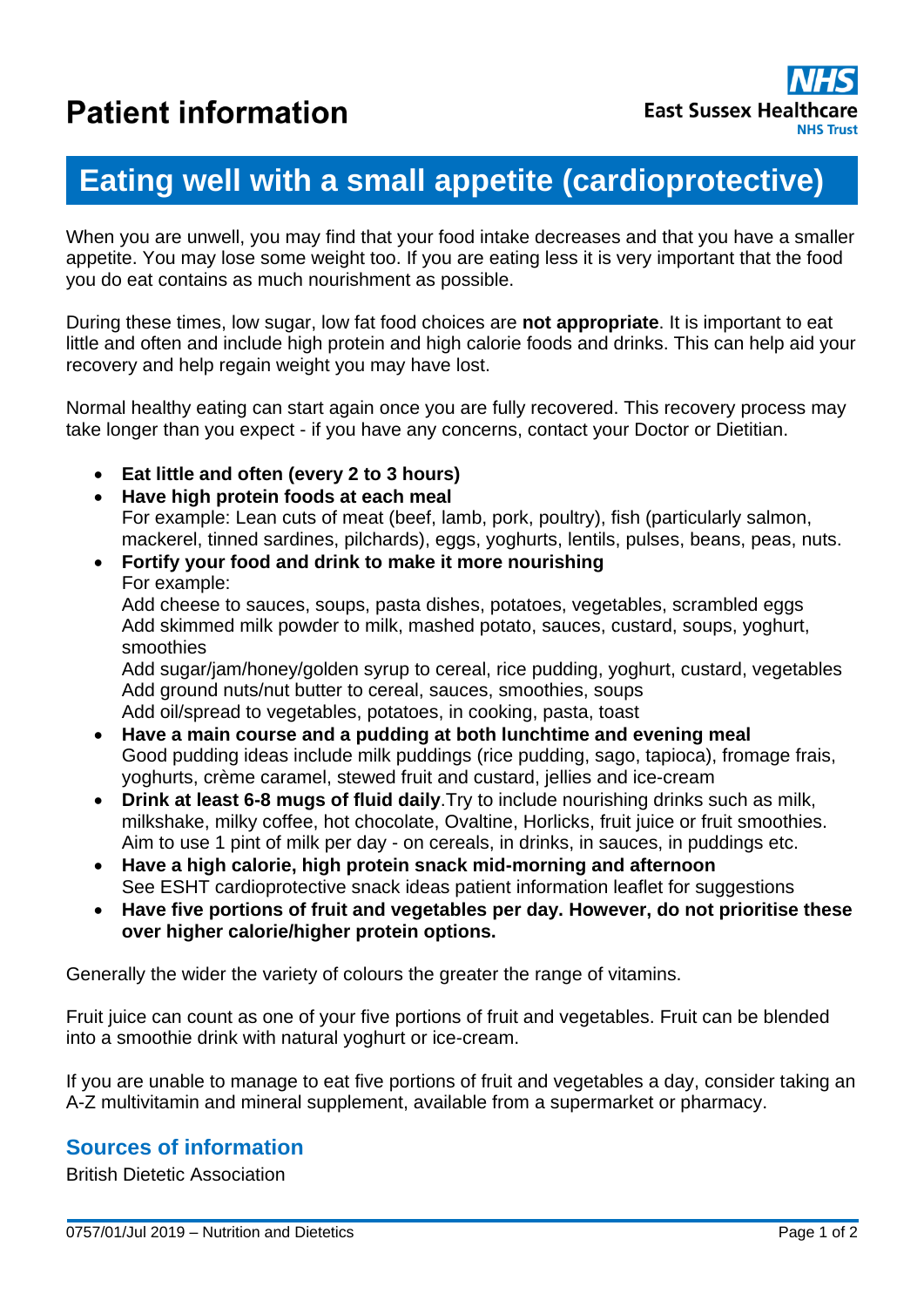# Patient information

East Sussex Healthcare NHS Trust

## Eating well with a small appetite (cardioprotective)

When you are unwell, you may find that your food intake decreases and that you have a smaller appetite. You may lose some weight too. If you are eating less it is very important that the food you do eat contains as much nourishment as possible.

During these times, low sugar, low fat food choices are **not appropriate**. It is important to eat little and often and include high protein and high calorie foods and drinks. This can help aid your recovery and help regain weight you may have lost.

Normal healthy eating can start again once you are fully recovered. This recovery process may take longer than you expect - if you have any concerns, contact your Doctor or Dietitian.

- **Eat little and often (every 2 to 3 hours)**
- **Have high protein foods at each meal**
  For example: Lean cuts of meat (beef, lamb, pork, poultry), fish (particularly salmon, mackerel, tinned sardines, pilchards), eggs, yoghurts, lentils, pulses, beans, peas, nuts.
- **Fortify your food and drink to make it more nourishing**
  For example:
  Add cheese to sauces, soups, pasta dishes, potatoes, vegetables, scrambled eggs
  Add skimmed milk powder to milk, mashed potato, sauces, custard, soups, yoghurt, smoothies
  Add sugar/jam/honey/golden syrup to cereal, rice pudding, yoghurt, custard, vegetables
  Add ground nuts/nut butter to cereal, sauces, smoothies, soups
  Add oil/spread to vegetables, potatoes, in cooking, pasta, toast
- **Have a main course and a pudding at both lunchtime and evening meal**
  Good pudding ideas include milk puddings (rice pudding, sago, tapioca), fromage frais, yoghurts, crème caramel, stewed fruit and custard, jellies and ice-cream
- **Drink at least 6-8 mugs of fluid daily**.Try to include nourishing drinks such as milk, milkshake, milky coffee, hot chocolate, Ovaltine, Horlicks, fruit juice or fruit smoothies. Aim to use 1 pint of milk per day - on cereals, in drinks, in sauces, in puddings etc.
- **Have a high calorie, high protein snack mid-morning and afternoon**
  See ESHT cardioprotective snack ideas patient information leaflet for suggestions
- **Have five portions of fruit and vegetables per day. However, do not prioritise these over higher calorie/higher protein options.**

Generally the wider the variety of colours the greater the range of vitamins.

Fruit juice can count as one of your five portions of fruit and vegetables. Fruit can be blended into a smoothie drink with natural yoghurt or ice-cream.

If you are unable to manage to eat five portions of fruit and vegetables a day, consider taking an A-Z multivitamin and mineral supplement, available from a supermarket or pharmacy.

### Sources of information

British Dietetic Association

0757/01/Jul 2019 – Nutrition and Dietetics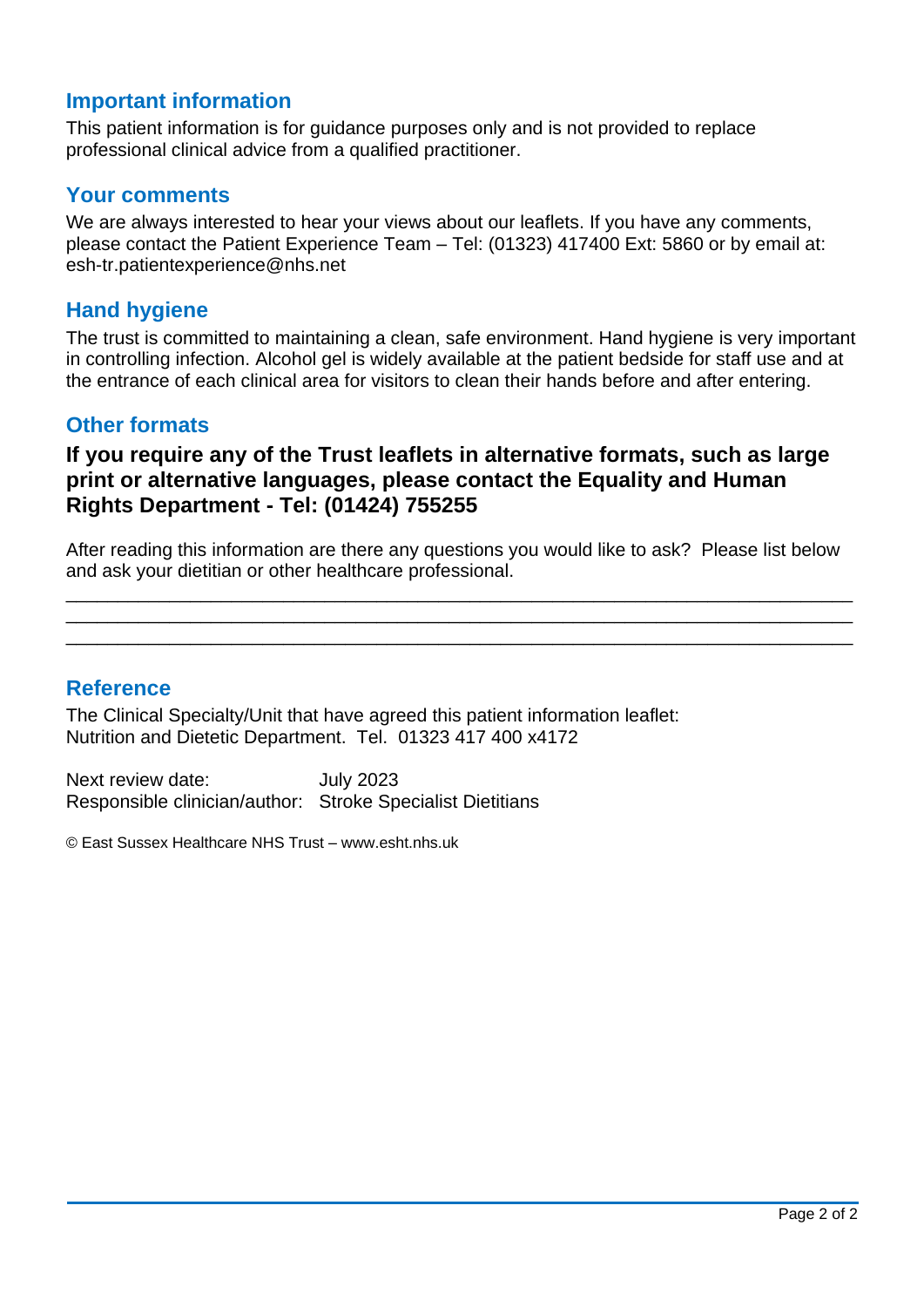## Important information

This patient information is for guidance purposes only and is not provided to replace professional clinical advice from a qualified practitioner.

## Your comments

We are always interested to hear your views about our leaflets. If you have any comments, please contact the Patient Experience Team – Tel: (01323) 417400 Ext: 5860 or by email at: esh-tr.patientexperience@nhs.net

## Hand hygiene

The trust is committed to maintaining a clean, safe environment. Hand hygiene is very important in controlling infection. Alcohol gel is widely available at the patient bedside for staff use and at the entrance of each clinical area for visitors to clean their hands before and after entering.

## Other formats

**If you require any of the Trust leaflets in alternative formats, such as large print or alternative languages, please contact the Equality and Human Rights Department - Tel: (01424) 755255**

After reading this information are there any questions you would like to ask? Please list below and ask your dietitian or other healthcare professional.

______________________________________________________________________________
______________________________________________________________________________
______________________________________________________________________________

## Reference

The Clinical Specialty/Unit that have agreed this patient information leaflet:
Nutrition and Dietetic Department. Tel. 01323 417 400 x4172

Next review date: July 2023
Responsible clinician/author: Stroke Specialist Dietitians

© East Sussex Healthcare NHS Trust – www.esht.nhs.uk